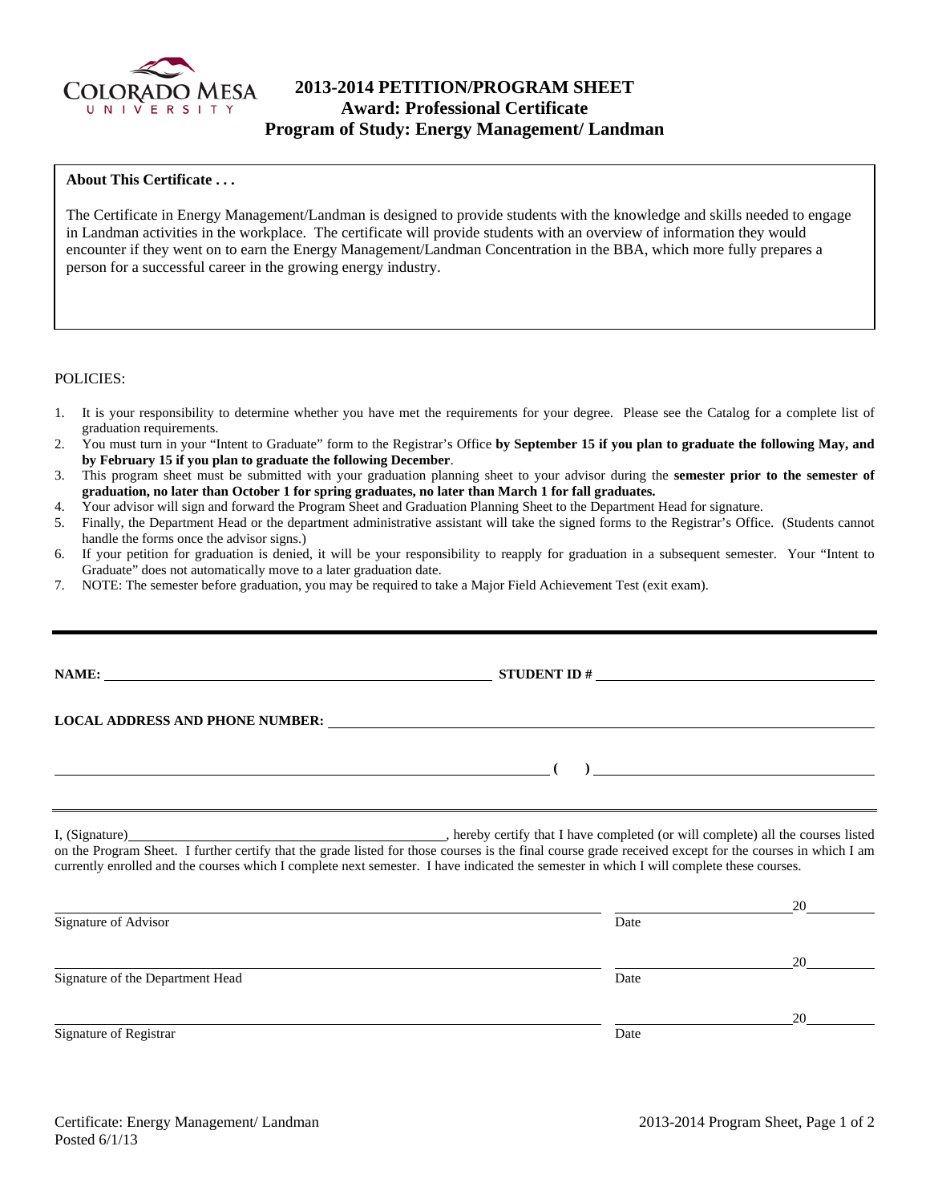# 2013-2014 PETITION/PROGRAM SHEET
## Award: Professional Certificate
## Program of Study: Energy Management/ Landman

**About This Certificate . . .**

The Certificate in Energy Management/Landman is designed to provide students with the knowledge and skills needed to engage in Landman activities in the workplace. The certificate will provide students with an overview of information they would encounter if they went on to earn the Energy Management/Landman Concentration in the BBA, which more fully prepares a person for a successful career in the growing energy industry.

POLICIES:

1. It is your responsibility to determine whether you have met the requirements for your degree. Please see the Catalog for a complete list of graduation requirements.
2. You must turn in your "Intent to Graduate" form to the Registrar's Office **by September 15 if you plan to graduate the following May, and by February 15 if you plan to graduate the following December**.
3. This program sheet must be submitted with your graduation planning sheet to your advisor during the **semester prior to the semester of graduation, no later than October 1 for spring graduates, no later than March 1 for fall graduates.**
4. Your advisor will sign and forward the Program Sheet and Graduation Planning Sheet to the Department Head for signature.
5. Finally, the Department Head or the department administrative assistant will take the signed forms to the Registrar's Office. (Students cannot handle the forms once the advisor signs.)
6. If your petition for graduation is denied, it will be your responsibility to reapply for graduation in a subsequent semester. Your "Intent to Graduate" does not automatically move to a later graduation date.
7. NOTE: The semester before graduation, you may be required to take a Major Field Achievement Test (exit exam).

---

**NAME:** ______________________________ **STUDENT ID #** ______________________

**LOCAL ADDRESS AND PHONE NUMBER:** ______________________________

______________________________ **(     )** ______________________

I, (Signature)______________________________, hereby certify that I have completed (or will complete) all the courses listed on the Program Sheet. I further certify that the grade listed for those courses is the final course grade received except for the courses in which I am currently enrolled and the courses which I complete next semester. I have indicated the semester in which I will complete these courses.

______________________________ ______________ 20______
Signature of Advisor Date

______________________________ ______________ 20______
Signature of the Department Head Date

______________________________ ______________ 20______
Signature of Registrar Date

Certificate: Energy Management/ Landman
Posted 6/1/13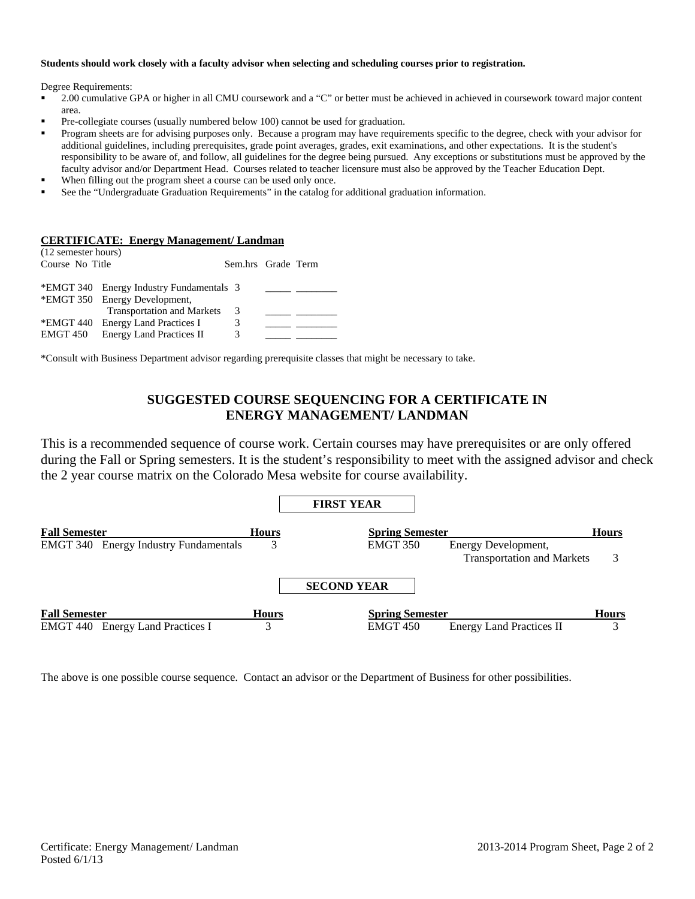**Students should work closely with a faculty advisor when selecting and scheduling courses prior to registration.**

Degree Requirements:

- 2.00 cumulative GPA or higher in all CMU coursework and a "C" or better must be achieved in achieved in coursework toward major content area.
- Pre-collegiate courses (usually numbered below 100) cannot be used for graduation.
- Program sheets are for advising purposes only. Because a program may have requirements specific to the degree, check with your advisor for additional guidelines, including prerequisites, grade point averages, grades, exit examinations, and other expectations. It is the student's responsibility to be aware of, and follow, all guidelines for the degree being pursued. Any exceptions or substitutions must be approved by the faculty advisor and/or Department Head. Courses related to teacher licensure must also be approved by the Teacher Education Dept.
- When filling out the program sheet a course can be used only once.
- See the "Undergraduate Graduation Requirements" in the catalog for additional graduation information.

**CERTIFICATE: Energy Management/ Landman**

(12 semester hours)

| Course No | Title | Sem.hrs | Grade | Term |
|---|---|---|---|---|
| *EMGT 340 | Energy Industry Fundamentals | 3 | _____ | ________ |
| *EMGT 350 | Energy Development, Transportation and Markets | 3 | _____ | ________ |
| *EMGT 440 | Energy Land Practices I | 3 | _____ | ________ |
| EMGT 450 | Energy Land Practices II | 3 | _____ | ________ |

*Consult with Business Department advisor regarding prerequisite classes that might be necessary to take.

## SUGGESTED COURSE SEQUENCING FOR A CERTIFICATE IN ENERGY MANAGEMENT/ LANDMAN

This is a recommended sequence of course work. Certain courses may have prerequisites or are only offered during the Fall or Spring semesters. It is the student's responsibility to meet with the assigned advisor and check the 2 year course matrix on the Colorado Mesa website for course availability.

### FIRST YEAR

| Fall Semester | | Hours | Spring Semester | | Hours |
|---|---|---|---|---|---|
| EMGT 340 | Energy Industry Fundamentals | 3 | EMGT 350 | Energy Development, Transportation and Markets | 3 |

### SECOND YEAR

| Fall Semester | | Hours | Spring Semester | | Hours |
|---|---|---|---|---|---|
| EMGT 440 | Energy Land Practices I | 3 | EMGT 450 | Energy Land Practices II | 3 |

The above is one possible course sequence. Contact an advisor or the Department of Business for other possibilities.

Certificate: Energy Management/ Landman
Posted 6/1/13